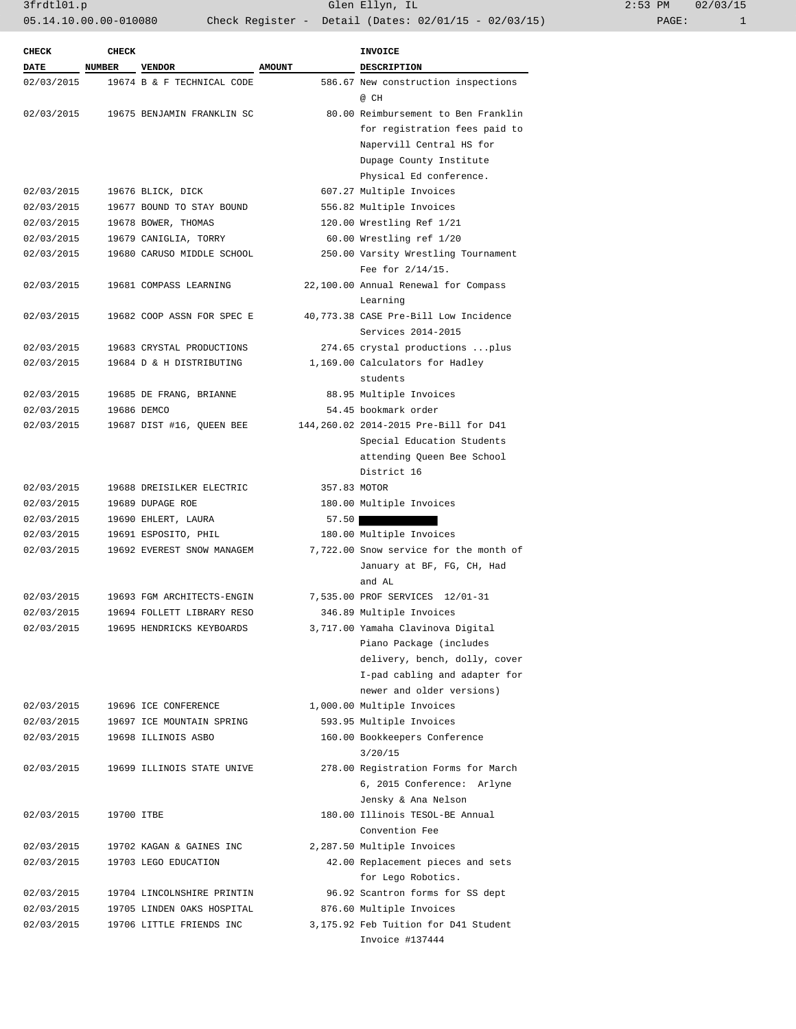| CHECK DATE | CHECK NUMBER | VENDOR | AMOUNT | INVOICE DESCRIPTION |
|---|---|---|---|---|
| 02/03/2015 | 19674 | B & F TECHNICAL CODE | 586.67 | New construction inspections @ CH |
| 02/03/2015 | 19675 | BENJAMIN FRANKLIN SC | 80.00 | Reimbursement to Ben Franklin for registration fees paid to Napervill Central HS for Dupage County Institute Physical Ed conference. |
| 02/03/2015 | 19676 | BLICK, DICK | 607.27 | Multiple Invoices |
| 02/03/2015 | 19677 | BOUND TO STAY BOUND | 556.82 | Multiple Invoices |
| 02/03/2015 | 19678 | BOWER, THOMAS | 120.00 | Wrestling Ref 1/21 |
| 02/03/2015 | 19679 | CANIGLIA, TORRY | 60.00 | Wrestling ref 1/20 |
| 02/03/2015 | 19680 | CARUSO MIDDLE SCHOOL | 250.00 | Varsity Wrestling Tournament Fee for 2/14/15. |
| 02/03/2015 | 19681 | COMPASS LEARNING | 22,100.00 | Annual Renewal for Compass Learning |
| 02/03/2015 | 19682 | COOP ASSN FOR SPEC E | 40,773.38 | CASE Pre-Bill Low Incidence Services 2014-2015 |
| 02/03/2015 | 19683 | CRYSTAL PRODUCTIONS | 274.65 | crystal productions ...plus |
| 02/03/2015 | 19684 | D & H DISTRIBUTING | 1,169.00 | Calculators for Hadley students |
| 02/03/2015 | 19685 | DE FRANG, BRIANNE | 88.95 | Multiple Invoices |
| 02/03/2015 | 19686 | DEMCO | 54.45 | bookmark order |
| 02/03/2015 | 19687 | DIST #16, QUEEN BEE | 144,260.02 | 2014-2015 Pre-Bill for D41 Special Education Students attending Queen Bee School District 16 |
| 02/03/2015 | 19688 | DREISILKER ELECTRIC | 357.83 | MOTOR |
| 02/03/2015 | 19689 | DUPAGE ROE | 180.00 | Multiple Invoices |
| 02/03/2015 | 19690 | EHLERT, LAURA | 57.50 | [REDACTED] |
| 02/03/2015 | 19691 | ESPOSITO, PHIL | 180.00 | Multiple Invoices |
| 02/03/2015 | 19692 | EVEREST SNOW MANAGEM | 7,722.00 | Snow service for the month of January at BF, FG, CH, Had and AL |
| 02/03/2015 | 19693 | FGM ARCHITECTS-ENGIN | 7,535.00 | PROF SERVICES 12/01-31 |
| 02/03/2015 | 19694 | FOLLETT LIBRARY RESO | 346.89 | Multiple Invoices |
| 02/03/2015 | 19695 | HENDRICKS KEYBOARDS | 3,717.00 | Yamaha Clavinova Digital Piano Package (includes delivery, bench, dolly, cover I-pad cabling and adapter for newer and older versions) |
| 02/03/2015 | 19696 | ICE CONFERENCE | 1,000.00 | Multiple Invoices |
| 02/03/2015 | 19697 | ICE MOUNTAIN SPRING | 593.95 | Multiple Invoices |
| 02/03/2015 | 19698 | ILLINOIS ASBO | 160.00 | Bookkeepers Conference 3/20/15 |
| 02/03/2015 | 19699 | ILLINOIS STATE UNIVE | 278.00 | Registration Forms for March 6, 2015 Conference: Arlyne Jensky & Ana Nelson |
| 02/03/2015 | 19700 | ITBE | 180.00 | Illinois TESOL-BE Annual Convention Fee |
| 02/03/2015 | 19702 | KAGAN & GAINES INC | 2,287.50 | Multiple Invoices |
| 02/03/2015 | 19703 | LEGO EDUCATION | 42.00 | Replacement pieces and sets for Lego Robotics. |
| 02/03/2015 | 19704 | LINCOLNSHIRE PRINTIN | 96.92 | Scantron forms for SS dept |
| 02/03/2015 | 19705 | LINDEN OAKS HOSPITAL | 876.60 | Multiple Invoices |
| 02/03/2015 | 19706 | LITTLE FRIENDS INC | 3,175.92 | Feb Tuition for D41 Student Invoice #137444 |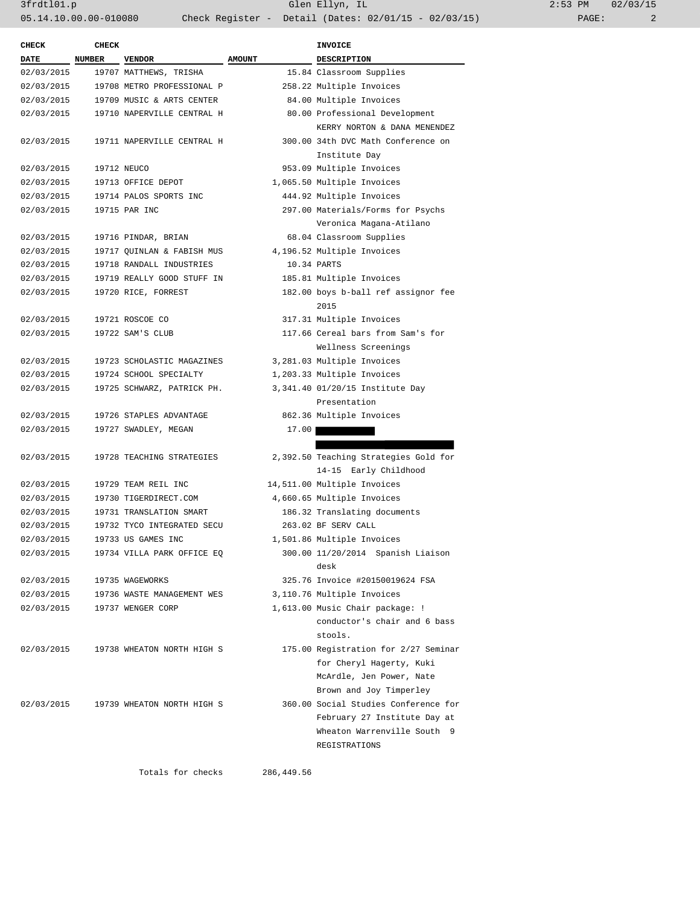| CHECK DATE | CHECK NUMBER | VENDOR | AMOUNT | INVOICE DESCRIPTION |
|---|---|---|---|---|
| 02/03/2015 | 19707 | MATTHEWS, TRISHA | 15.84 | Classroom Supplies |
| 02/03/2015 | 19708 | METRO PROFESSIONAL P | 258.22 | Multiple Invoices |
| 02/03/2015 | 19709 | MUSIC & ARTS CENTER | 84.00 | Multiple Invoices |
| 02/03/2015 | 19710 | NAPERVILLE CENTRAL H | 80.00 | Professional Development KERRY NORTON & DANA MENENDEZ |
| 02/03/2015 | 19711 | NAPERVILLE CENTRAL H | 300.00 | 34th DVC Math Conference on Institute Day |
| 02/03/2015 | 19712 | NEUCO | 953.09 | Multiple Invoices |
| 02/03/2015 | 19713 | OFFICE DEPOT | 1,065.50 | Multiple Invoices |
| 02/03/2015 | 19714 | PALOS SPORTS INC | 444.92 | Multiple Invoices |
| 02/03/2015 | 19715 | PAR INC | 297.00 | Materials/Forms for Psychs Veronica Magana-Atilano |
| 02/03/2015 | 19716 | PINDAR, BRIAN | 68.04 | Classroom Supplies |
| 02/03/2015 | 19717 | QUINLAN & FABISH MUS | 4,196.52 | Multiple Invoices |
| 02/03/2015 | 19718 | RANDALL INDUSTRIES | 10.34 | PARTS |
| 02/03/2015 | 19719 | REALLY GOOD STUFF IN | 185.81 | Multiple Invoices |
| 02/03/2015 | 19720 | RICE, FORREST | 182.00 | boys b-ball ref assignor fee 2015 |
| 02/03/2015 | 19721 | ROSCOE CO | 317.31 | Multiple Invoices |
| 02/03/2015 | 19722 | SAM'S CLUB | 117.66 | Cereal bars from Sam's for Wellness Screenings |
| 02/03/2015 | 19723 | SCHOLASTIC MAGAZINES | 3,281.03 | Multiple Invoices |
| 02/03/2015 | 19724 | SCHOOL SPECIALTY | 1,203.33 | Multiple Invoices |
| 02/03/2015 | 19725 | SCHWARZ, PATRICK PH. | 3,341.40 | 01/20/15 Institute Day Presentation |
| 02/03/2015 | 19726 | STAPLES ADVANTAGE | 862.36 | Multiple Invoices |
| 02/03/2015 | 19727 | SWADLEY, MEGAN | 17.00 | [REDACTED] |
| 02/03/2015 | 19728 | TEACHING STRATEGIES | 2,392.50 | Teaching Strategies Gold for 14-15 Early Childhood |
| 02/03/2015 | 19729 | TEAM REIL INC | 14,511.00 | Multiple Invoices |
| 02/03/2015 | 19730 | TIGERDIRECT.COM | 4,660.65 | Multiple Invoices |
| 02/03/2015 | 19731 | TRANSLATION SMART | 186.32 | Translating documents |
| 02/03/2015 | 19732 | TYCO INTEGRATED SECU | 263.02 | BF SERV CALL |
| 02/03/2015 | 19733 | US GAMES INC | 1,501.86 | Multiple Invoices |
| 02/03/2015 | 19734 | VILLA PARK OFFICE EQ | 300.00 | 11/20/2014 Spanish Liaison desk |
| 02/03/2015 | 19735 | WAGEWORKS | 325.76 | Invoice #20150019624 FSA |
| 02/03/2015 | 19736 | WASTE MANAGEMENT WES | 3,110.76 | Multiple Invoices |
| 02/03/2015 | 19737 | WENGER CORP | 1,613.00 | Music Chair package: ! conductor's chair and 6 bass stools. |
| 02/03/2015 | 19738 | WHEATON NORTH HIGH S | 175.00 | Registration for 2/27 Seminar for Cheryl Hagerty, Kuki McArdle, Jen Power, Nate Brown and Joy Timperley |
| 02/03/2015 | 19739 | WHEATON NORTH HIGH S | 360.00 | Social Studies Conference for February 27 Institute Day at Wheaton Warrenville South 9 REGISTRATIONS |
| | | Totals for checks | 286,449.56 | |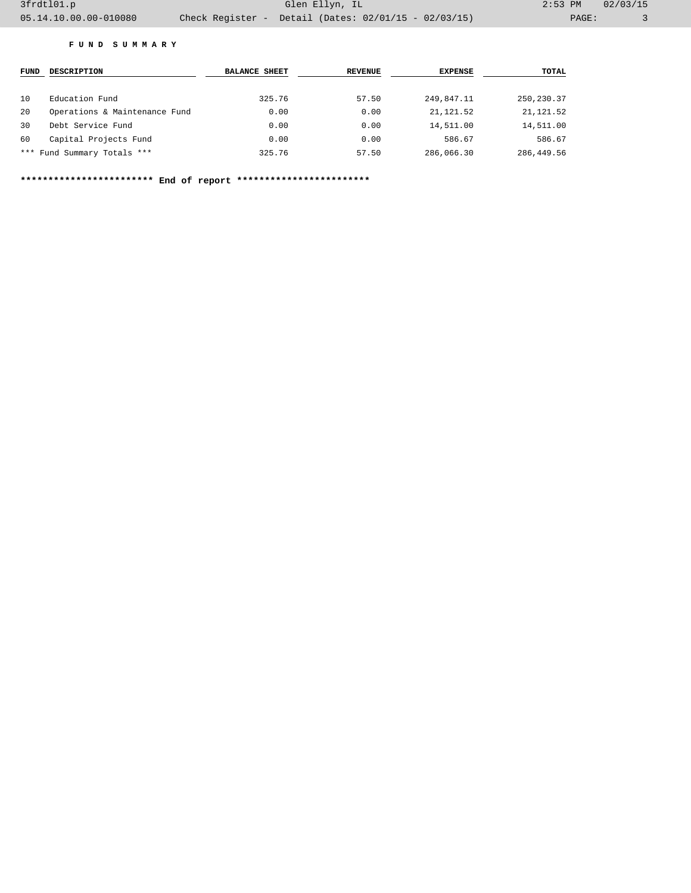**F U N D  S U M M A R Y**

| FUND | DESCRIPTION | BALANCE SHEET | REVENUE | EXPENSE | TOTAL |
|---|---|---|---|---|---|
| 10 | Education Fund | 325.76 | 57.50 | 249,847.11 | 250,230.37 |
| 20 | Operations & Maintenance Fund | 0.00 | 0.00 | 21,121.52 | 21,121.52 |
| 30 | Debt Service Fund | 0.00 | 0.00 | 14,511.00 | 14,511.00 |
| 60 | Capital Projects Fund | 0.00 | 0.00 | 586.67 | 586.67 |
| *** Fund Summary Totals *** | | 325.76 | 57.50 | 286,066.30 | 286,449.56 |

**************************** End of report ****************************